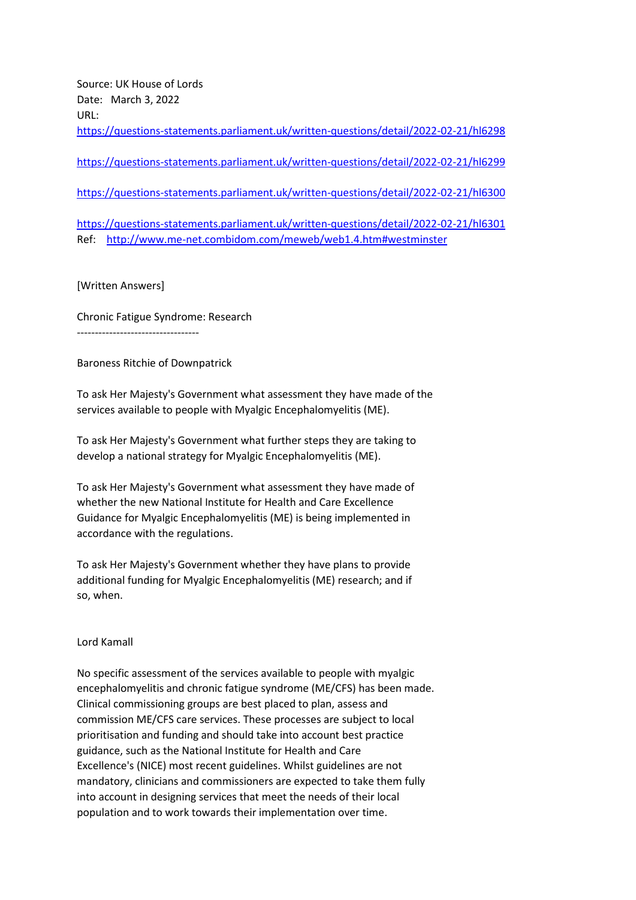Source: UK House of Lords
Date: March 3, 2022
URL:
https://questions-statements.parliament.uk/written-questions/detail/2022-02-21/hl6298

https://questions-statements.parliament.uk/written-questions/detail/2022-02-21/hl6299

https://questions-statements.parliament.uk/written-questions/detail/2022-02-21/hl6300

https://questions-statements.parliament.uk/written-questions/detail/2022-02-21/hl6301
Ref: http://www.me-net.combidom.com/meweb/web1.4.htm#westminster

[Written Answers]

Chronic Fatigue Syndrome: Research
----------------------------------

Baroness Ritchie of Downpatrick

To ask Her Majesty's Government what assessment they have made of the services available to people with Myalgic Encephalomyelitis (ME).

To ask Her Majesty's Government what further steps they are taking to develop a national strategy for Myalgic Encephalomyelitis (ME).

To ask Her Majesty's Government what assessment they have made of whether the new National Institute for Health and Care Excellence Guidance for Myalgic Encephalomyelitis (ME) is being implemented in accordance with the regulations.

To ask Her Majesty's Government whether they have plans to provide additional funding for Myalgic Encephalomyelitis (ME) research; and if so, when.

Lord Kamall

No specific assessment of the services available to people with myalgic encephalomyelitis and chronic fatigue syndrome (ME/CFS) has been made. Clinical commissioning groups are best placed to plan, assess and commission ME/CFS care services. These processes are subject to local prioritisation and funding and should take into account best practice guidance, such as the National Institute for Health and Care Excellence's (NICE) most recent guidelines. Whilst guidelines are not mandatory, clinicians and commissioners are expected to take them fully into account in designing services that meet the needs of their local population and to work towards their implementation over time.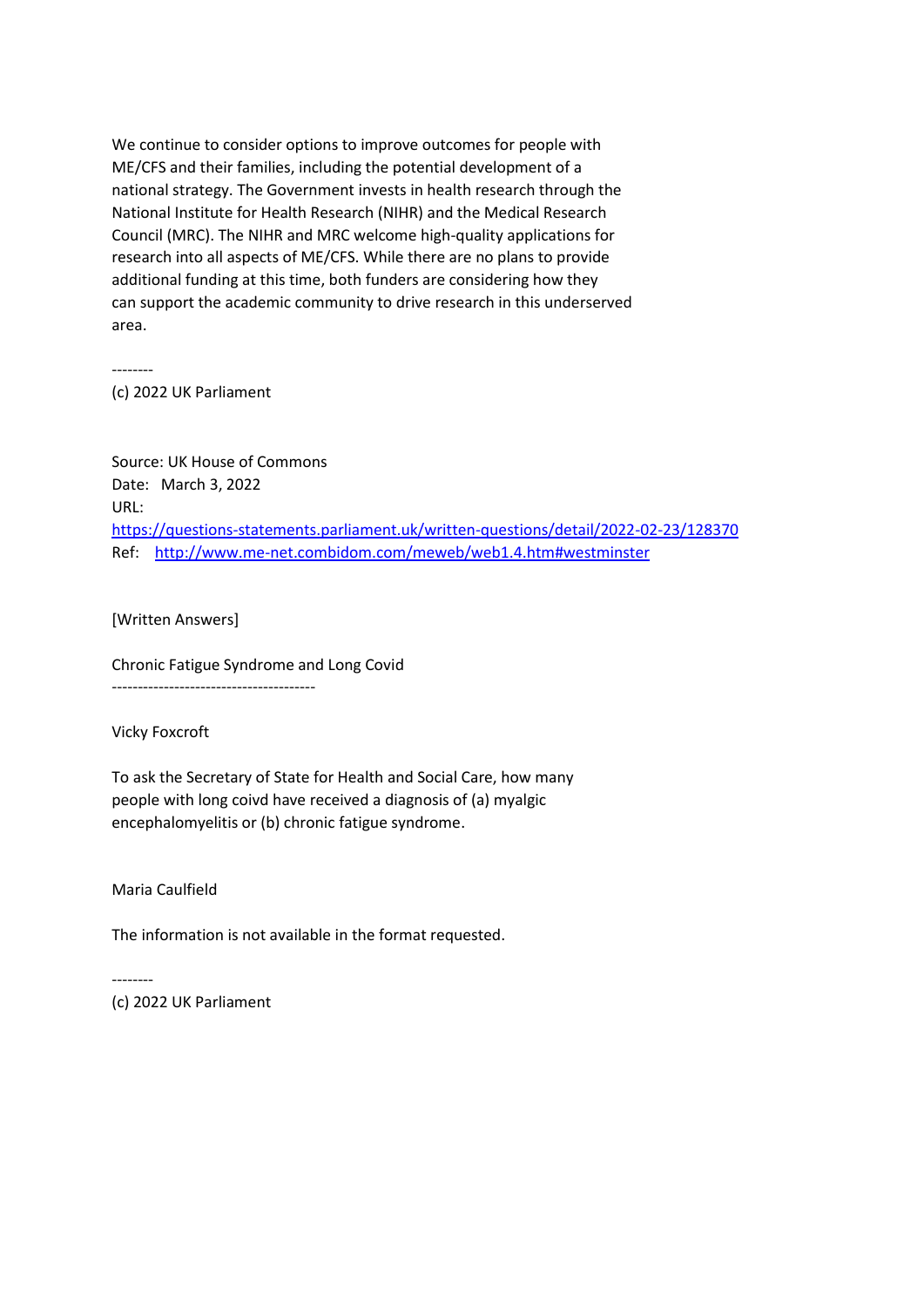We continue to consider options to improve outcomes for people with ME/CFS and their families, including the potential development of a national strategy. The Government invests in health research through the National Institute for Health Research (NIHR) and the Medical Research Council (MRC). The NIHR and MRC welcome high-quality applications for research into all aspects of ME/CFS. While there are no plans to provide additional funding at this time, both funders are considering how they can support the academic community to drive research in this underserved area.

--------

(c) 2022 UK Parliament

Source: UK House of Commons
Date: March 3, 2022
URL:
[https://questions-statements.parliament.uk/written-questions/detail/2022-02-23/128370](https://questions-statements.parliament.uk/written-questions/detail/2022-02-23/128370)
Ref: [http://www.me-net.combidom.com/meweb/web1.4.htm#westminster](http://www.me-net.combidom.com/meweb/web1.4.htm#westminster)

[Written Answers]

Chronic Fatigue Syndrome and Long Covid
---------------------------------------

Vicky Foxcroft

To ask the Secretary of State for Health and Social Care, how many people with long coivd have received a diagnosis of (a) myalgic encephalomyelitis or (b) chronic fatigue syndrome.

Maria Caulfield

The information is not available in the format requested.

--------

(c) 2022 UK Parliament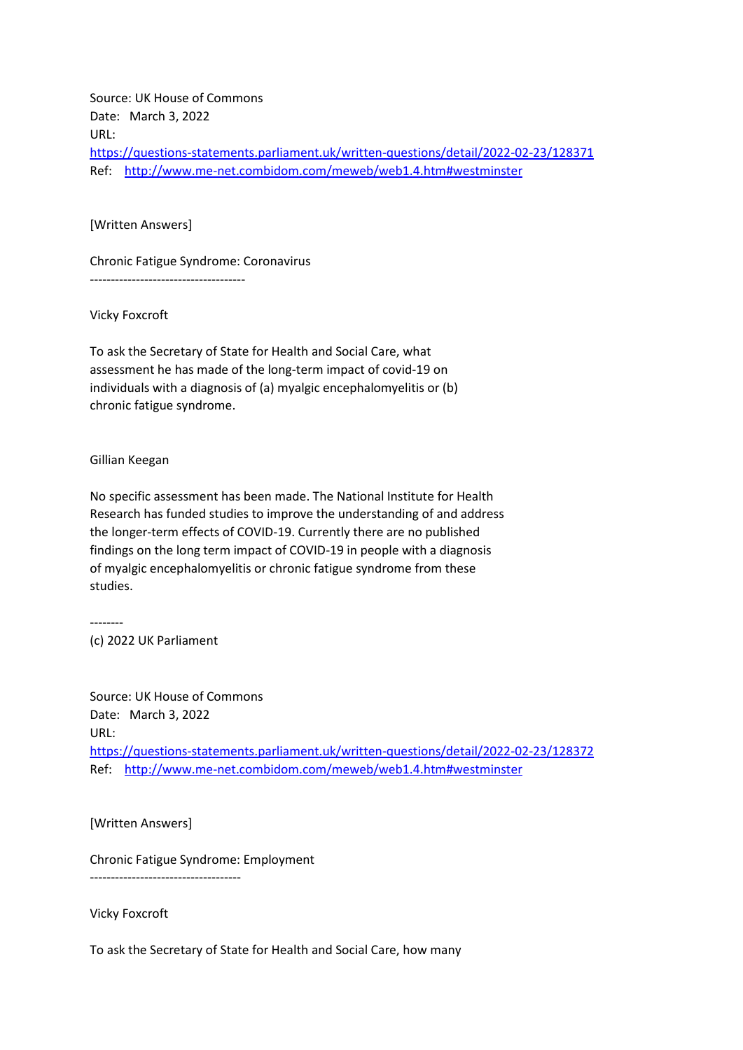Source: UK House of Commons
Date: March 3, 2022
URL:
https://questions-statements.parliament.uk/written-questions/detail/2022-02-23/128371
Ref: http://www.me-net.combidom.com/meweb/web1.4.htm#westminster

[Written Answers]

Chronic Fatigue Syndrome: Coronavirus
-------------------------------------

Vicky Foxcroft

To ask the Secretary of State for Health and Social Care, what assessment he has made of the long-term impact of covid-19 on individuals with a diagnosis of (a) myalgic encephalomyelitis or (b) chronic fatigue syndrome.

Gillian Keegan

No specific assessment has been made. The National Institute for Health Research has funded studies to improve the understanding of and address the longer-term effects of COVID-19. Currently there are no published findings on the long term impact of COVID-19 in people with a diagnosis of myalgic encephalomyelitis or chronic fatigue syndrome from these studies.

--------
(c) 2022 UK Parliament

Source: UK House of Commons
Date: March 3, 2022
URL:
https://questions-statements.parliament.uk/written-questions/detail/2022-02-23/128372
Ref: http://www.me-net.combidom.com/meweb/web1.4.htm#westminster

[Written Answers]

Chronic Fatigue Syndrome: Employment
------------------------------------

Vicky Foxcroft

To ask the Secretary of State for Health and Social Care, how many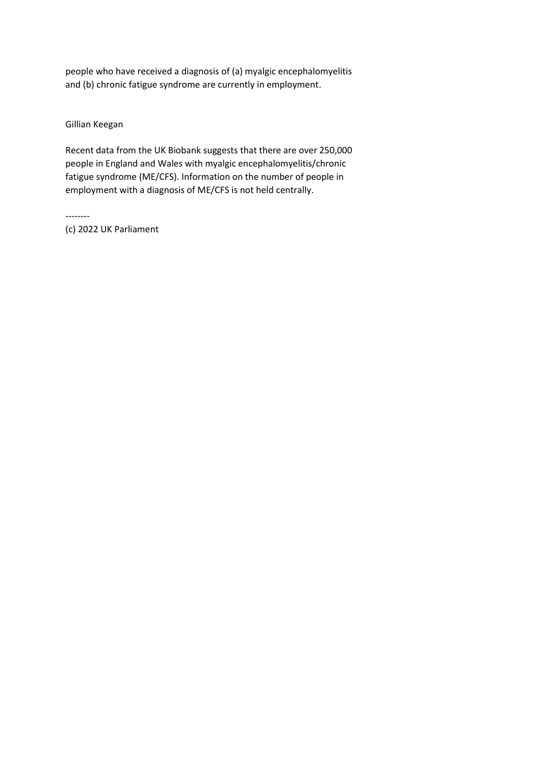people who have received a diagnosis of (a) myalgic encephalomyelitis and (b) chronic fatigue syndrome are currently in employment.

Gillian Keegan

Recent data from the UK Biobank suggests that there are over 250,000 people in England and Wales with myalgic encephalomyelitis/chronic fatigue syndrome (ME/CFS). Information on the number of people in employment with a diagnosis of ME/CFS is not held centrally.

--------

(c) 2022 UK Parliament